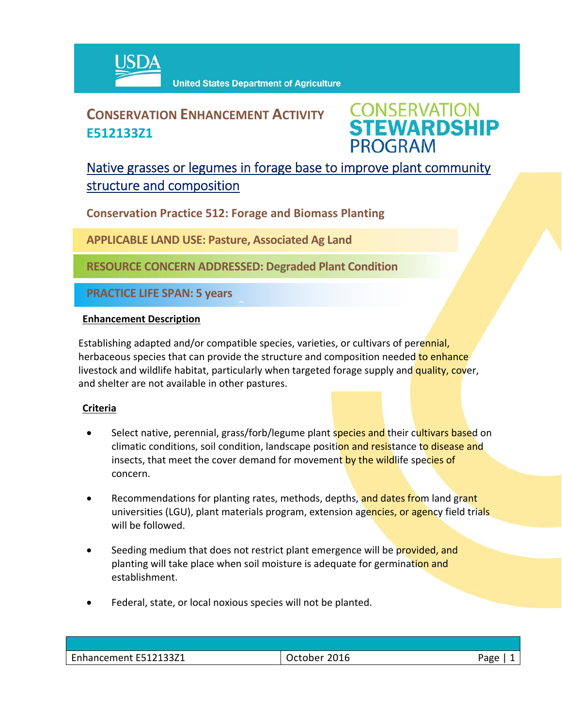USDA United States Department of Agriculture

# CONSERVATION ENHANCEMENT ACTIVITY E512133Z1

CONSERVATION STEWARDSHIP PROGRAM

## Native grasses or legumes in forage base to improve plant community structure and composition

**Conservation Practice 512: Forage and Biomass Planting**

**APPLICABLE LAND USE: Pasture, Associated Ag Land**

**RESOURCE CONCERN ADDRESSED: Degraded Plant Condition**

**PRACTICE LIFE SPAN: 5 years**

### Enhancement Description

Establishing adapted and/or compatible species, varieties, or cultivars of perennial, herbaceous species that can provide the structure and composition needed to enhance livestock and wildlife habitat, particularly when targeted forage supply and quality, cover, and shelter are not available in other pastures.

### Criteria

- Select native, perennial, grass/forb/legume plant species and their cultivars based on climatic conditions, soil condition, landscape position and resistance to disease and insects, that meet the cover demand for movement by the wildlife species of concern.
- Recommendations for planting rates, methods, depths, and dates from land grant universities (LGU), plant materials program, extension agencies, or agency field trials will be followed.
- Seeding medium that does not restrict plant emergence will be provided, and planting will take place when soil moisture is adequate for germination and establishment.
- Federal, state, or local noxious species will not be planted.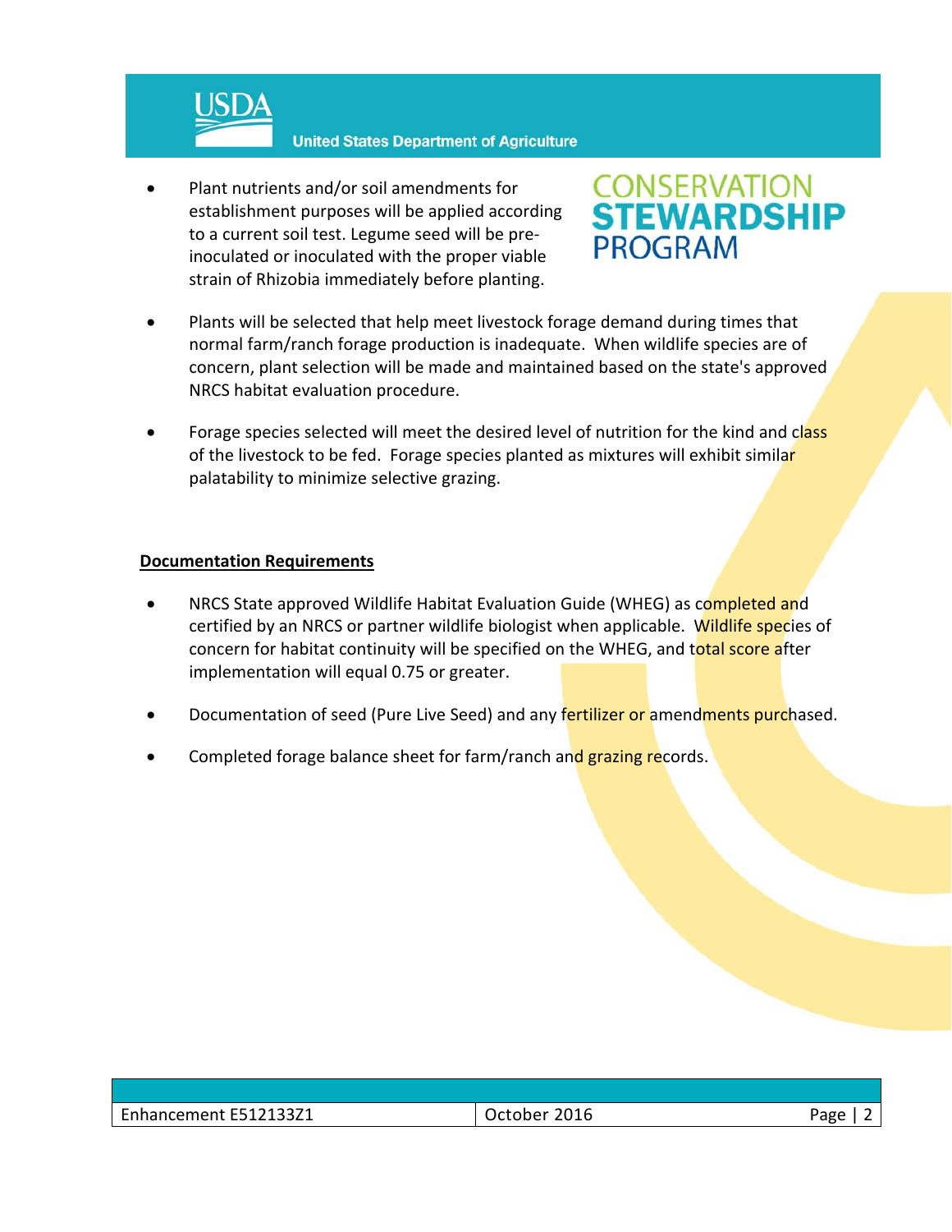- Plant nutrients and/or soil amendments for establishment purposes will be applied according to a current soil test. Legume seed will be pre-inoculated or inoculated with the proper viable strain of Rhizobia immediately before planting.

- Plants will be selected that help meet livestock forage demand during times that normal farm/ranch forage production is inadequate. When wildlife species are of concern, plant selection will be made and maintained based on the state's approved NRCS habitat evaluation procedure.

- Forage species selected will meet the desired level of nutrition for the kind and class of the livestock to be fed. Forage species planted as mixtures will exhibit similar palatability to minimize selective grazing.

**Documentation Requirements**

- NRCS State approved Wildlife Habitat Evaluation Guide (WHEG) as completed and certified by an NRCS or partner wildlife biologist when applicable. Wildlife species of concern for habitat continuity will be specified on the WHEG, and total score after implementation will equal 0.75 or greater.

- Documentation of seed (Pure Live Seed) and any fertilizer or amendments purchased.

- Completed forage balance sheet for farm/ranch and grazing records.